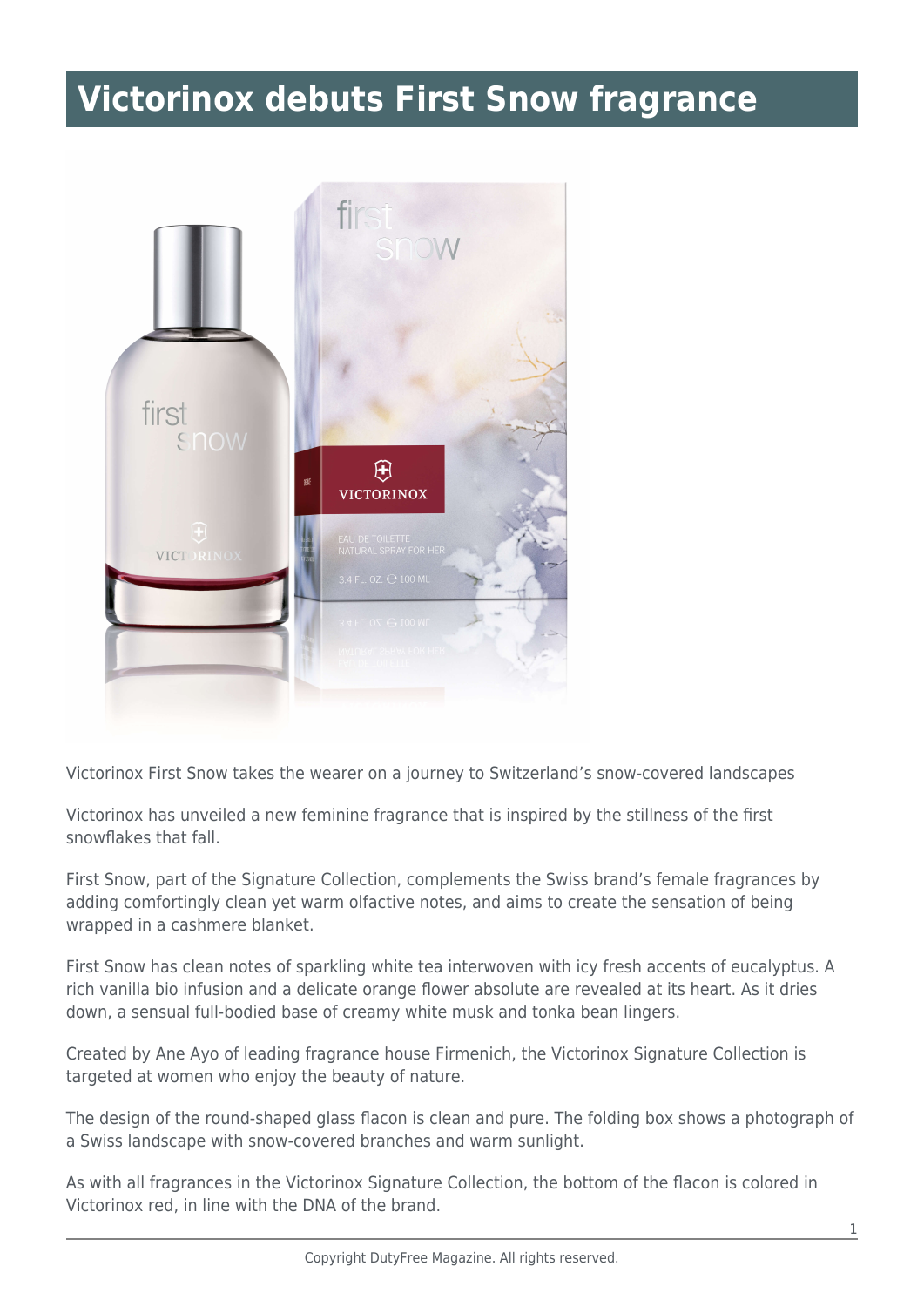# Victorinox debuts First Snow fragrance

Victorinox First Snow takes the wearer on a journey to Switzerland's snow-covered landscapes

Victorinox has unveiled a new feminine fragrance that is inspired by the stillness of the first snowflakes that fall.

First Snow, part of the Signature Collection, complements the Swiss brand's female fragrances by adding comfortingly clean yet warm olfactive notes, and aims to create the sensation of being wrapped in a cashmere blanket.

First Snow has clean notes of sparkling white tea interwoven with icy fresh accents of eucalyptus. A rich vanilla bio infusion and a delicate orange flower absolute are revealed at its heart. As it dries down, a sensual full-bodied base of creamy white musk and tonka bean lingers.

Created by Ane Ayo of leading fragrance house Firmenich, the Victorinox Signature Collection is targeted at women who enjoy the beauty of nature.

The design of the round-shaped glass flacon is clean and pure. The folding box shows a photograph of a Swiss landscape with snow-covered branches and warm sunlight.

As with all fragrances in the Victorinox Signature Collection, the bottom of the flacon is colored in Victorinox red, in line with the DNA of the brand.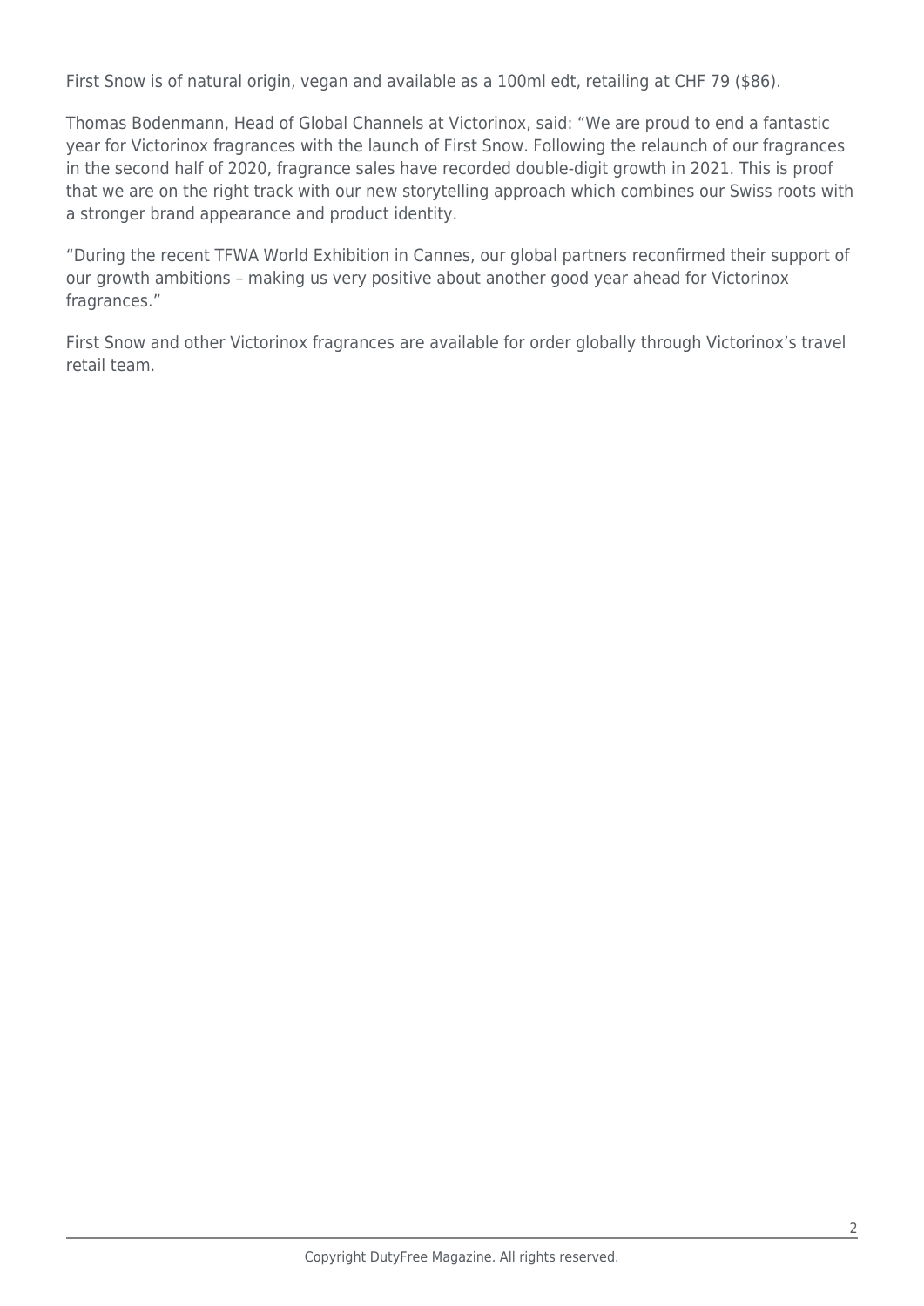First Snow is of natural origin, vegan and available as a 100ml edt, retailing at CHF 79 ($86).

Thomas Bodenmann, Head of Global Channels at Victorinox, said: "We are proud to end a fantastic year for Victorinox fragrances with the launch of First Snow. Following the relaunch of our fragrances in the second half of 2020, fragrance sales have recorded double-digit growth in 2021. This is proof that we are on the right track with our new storytelling approach which combines our Swiss roots with a stronger brand appearance and product identity.

"During the recent TFWA World Exhibition in Cannes, our global partners reconfirmed their support of our growth ambitions – making us very positive about another good year ahead for Victorinox fragrances."

First Snow and other Victorinox fragrances are available for order globally through Victorinox's travel retail team.